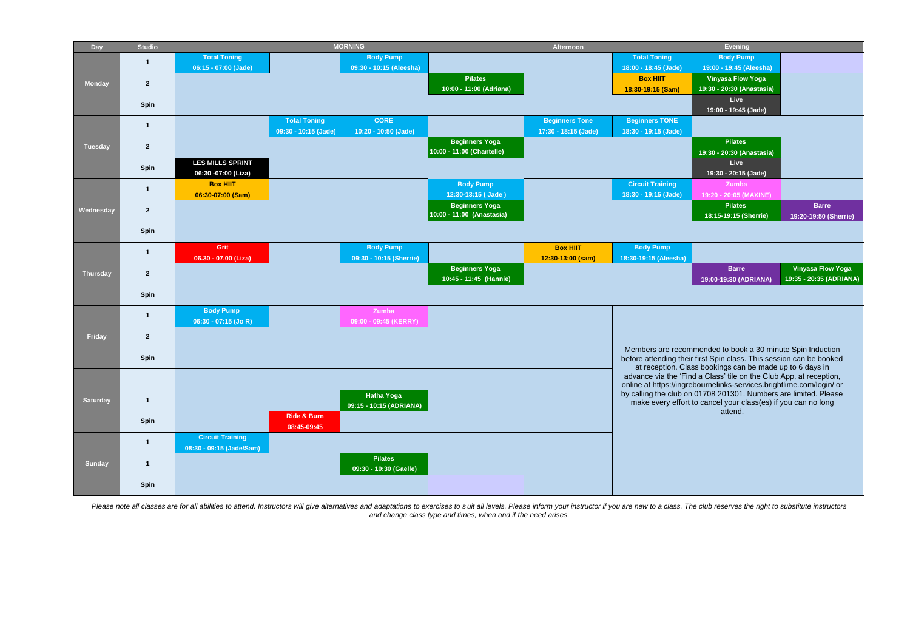| Day | Studio | MORNING | | | | Afternoon | Evening | | |
|---|---|---|---|---|---|---|---|---|---|
| Monday | 1 | Total Toning 06:15 - 07:00 (Jade) | | Body Pump 09:30 - 10:15 (Aleesha) | | | Total Toning 18:00 - 18:45 (Jade) | Body Pump 19:00 - 19:45 (Aleesha) | |
| | 2 | | | | Pilates 10:00 - 11:00 (Adriana) | | Box HIIT 18:30-19:15 (Sam) | Vinyasa Flow Yoga 19:30 - 20:30 (Anastasia) | |
| | Spin | | | | | | | Live 19:00 - 19:45 (Jade) | |
| Tuesday | 1 | | Total Toning 09:30 - 10:15 (Jade) | CORE 10:20 - 10:50 (Jade) | | Beginners Tone 17:30 - 18:15 (Jade) | Beginners TONE 18:30 - 19:15 (Jade) | | |
| | 2 | | | | Beginners Yoga 10:00 - 11:00 (Chantelle) | | | Pilates 19:30 - 20:30 (Anastasia) | |
| | Spin | LES MILLS SPRINT 06:30 -07:00 (Liza) | | | | | | Live 19:30 - 20:15 (Jade) | |
| Wednesday | 1 | Box HIIT 06:30-07:00 (Sam) | | | Body Pump 12:30-13:15 ( Jade ) | | Circuit Training 18:30 - 19:15 (Jade) | Zumba 19:20 - 20:05 (MAXINE) | |
| | 2 | | | | Beginners Yoga 10:00 - 11:00 (Anastasia) | | | Pilates 18:15-19:15 (Sherrie) | Barre 19:20-19:50 (Sherrie) |
| | Spin | | | | | | | | |
| Thursday | 1 | Grit 06.30 - 07.00 (Liza) | | Body Pump 09:30 - 10:15 (Sherrie) | | Box HIIT 12:30-13:00 (sam) | Body Pump 18:30-19:15 (Aleesha) | | |
| | 2 | | | | Beginners Yoga 10:45 - 11:45 (Hannie) | | | Barre 19:00-19:30 (ADRIANA) | Vinyasa Flow Yoga 19:35 - 20:35 (ADRIANA) |
| | Spin | | | | | | | | |
| Friday | 1 | Body Pump 06:30 - 07:15 (Jo R) | | Zumba 09:00 - 09:45 (KERRY) | | | | | |
| | 2 | | | | | | | | |
| | Spin | | | | | | | | |
| Saturday | | | | | | | | | |
| | 1 | | | Hatha Yoga 09:15 - 10:15 (ADRIANA) | | | | | |
| | Spin | | Ride & Burn 08:45-09:45 | | | | | | |
| Sunday | 1 | Circuit Training 08:30 - 09:15 (Jade/Sam) | | | | | | | |
| | 1 | | | Pilates 09:30 - 10:30 (Gaelle) | | | | | |
| | Spin | | | | | | | | |

Members are recommended to book a 30 minute Spin Induction before attending their first Spin class. This session can be booked at reception. Class bookings can be made up to 6 days in advance via the 'Find a Class' tile on the Club App, at reception, online at https://ingrebournelinks-services.brightlime.com/login/ or by calling the club on 01708 201301. Numbers are limited. Please make every effort to cancel your class(es) if you can no long attend.

*Please note all classes are for all abilities to attend. Instructors will give alternatives and adaptations to exercises to s uit all levels. Please inform your instructor if you are new to a class. The club reserves the right to substitute instructors and change class type and times, when and if the need arises.*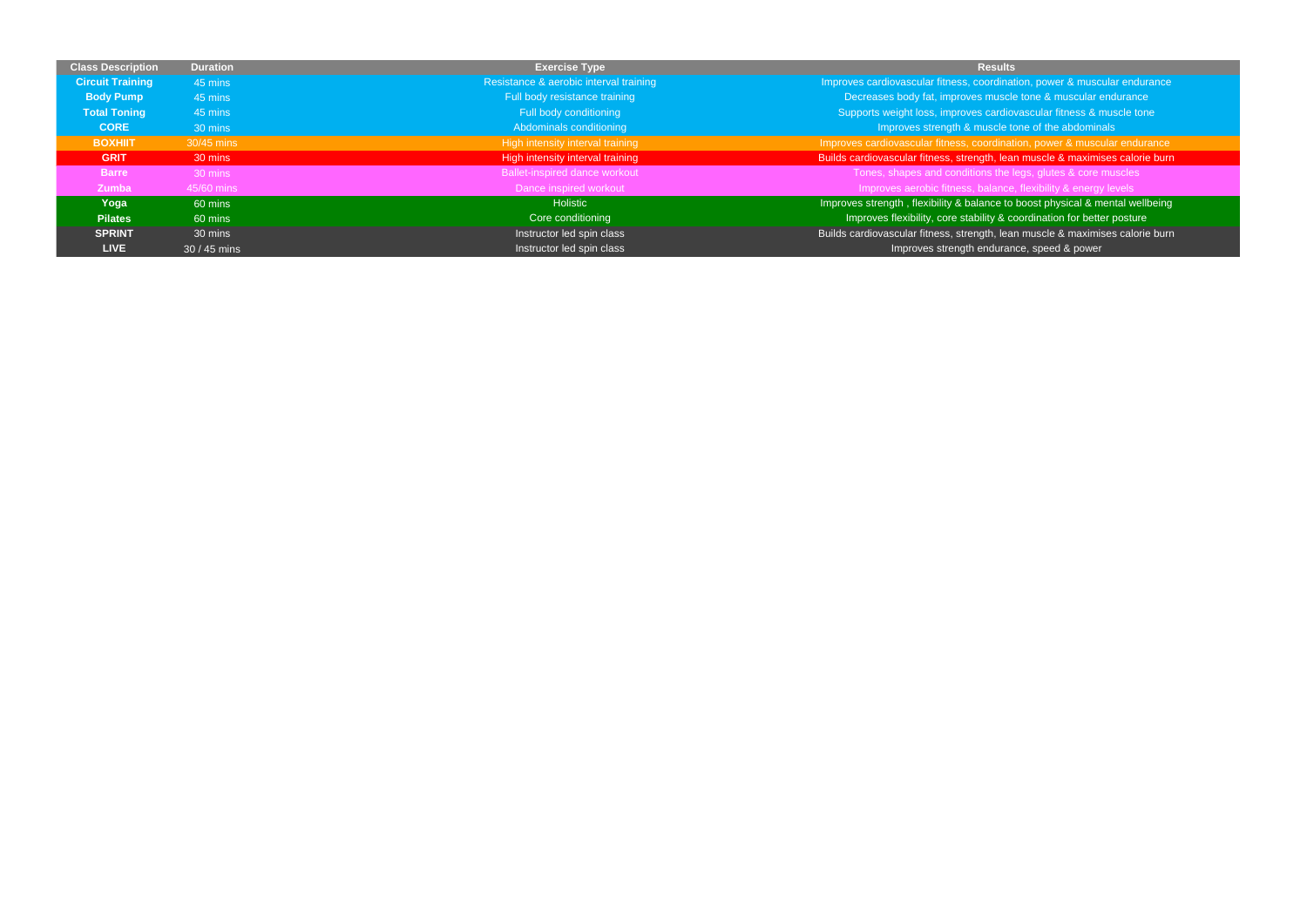| Class Description | Duration | Exercise Type | Results |
|---|---|---|---|
| **Circuit Training** | 45 mins | Resistance & aerobic interval training | Improves cardiovascular fitness, coordination, power & muscular endurance |
| **Body Pump** | 45 mins | Full body resistance training | Decreases body fat, improves muscle tone & muscular endurance |
| **Total Toning** | 45 mins | Full body conditioning | Supports weight loss, improves cardiovascular fitness & muscle tone |
| **CORE** | 30 mins | Abdominals conditioning | Improves strength & muscle tone of the abdominals |
| **BOXHIIT** | 30/45 mins | High intensity interval training | Improves cardiovascular fitness, coordination, power & muscular endurance |
| **GRIT** | 30 mins | High intensity interval training | Builds cardiovascular fitness, strength, lean muscle & maximises calorie burn |
| **Barre** | 30 mins | Ballet-inspired dance workout | Tones, shapes and conditions the legs, glutes & core muscles |
| **Zumba** | 45/60 mins | Dance inspired workout | Improves aerobic fitness, balance, flexibility & energy levels |
| **Yoga** | 60 mins | Holistic | Improves strength , flexibility & balance to boost physical & mental wellbeing |
| **Pilates** | 60 mins | Core conditioning | Improves flexibility, core stability & coordination for better posture |
| **SPRINT** | 30 mins | Instructor led spin class | Builds cardiovascular fitness, strength, lean muscle & maximises calorie burn |
| **LIVE** | 30 / 45 mins | Instructor led spin class | Improves strength endurance, speed & power |